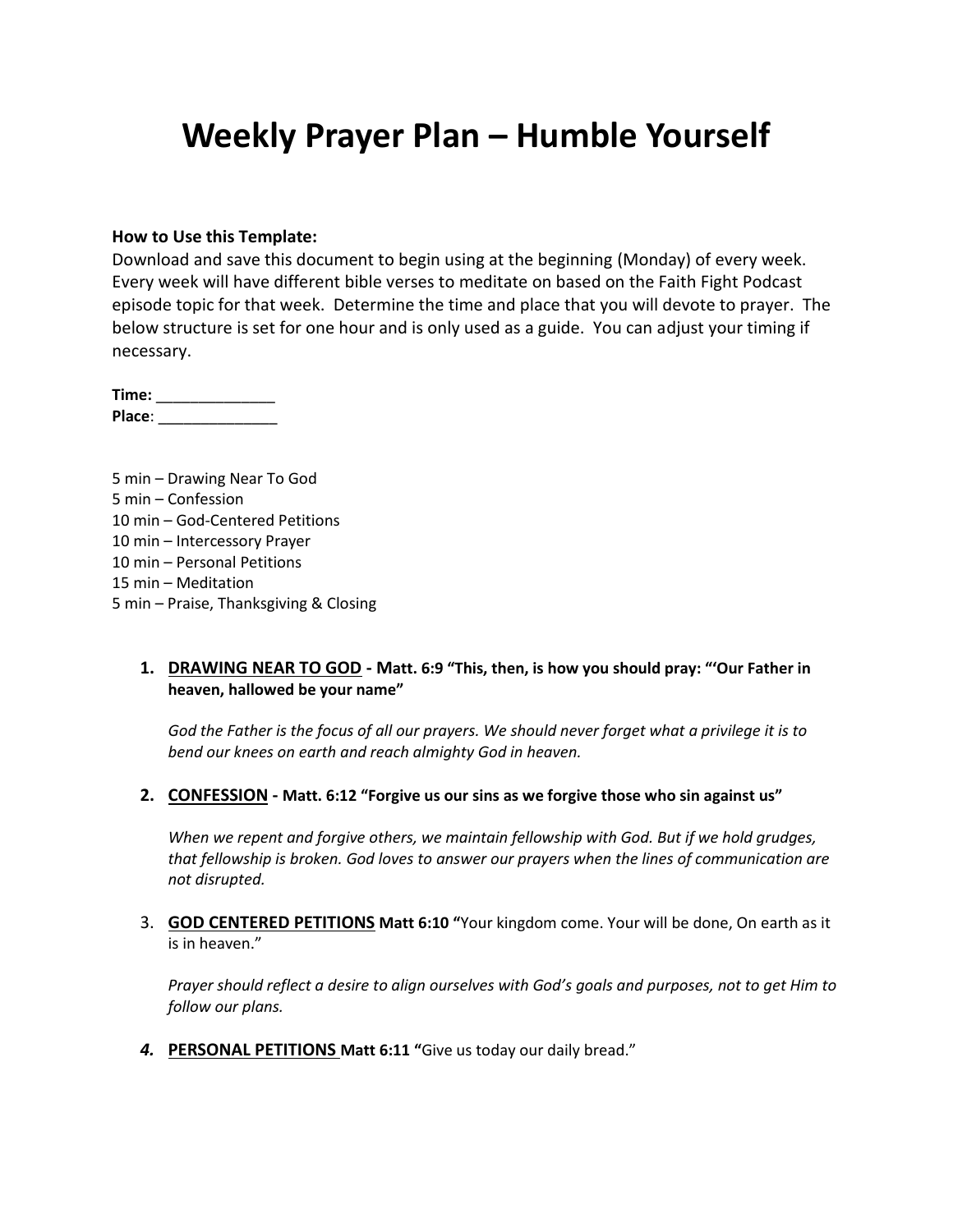# Weekly Prayer Plan – Humble Yourself

**How to Use this Template:**
Download and save this document to begin using at the beginning (Monday) of every week. Every week will have different bible verses to meditate on based on the Faith Fight Podcast episode topic for that week. Determine the time and place that you will devote to prayer. The below structure is set for one hour and is only used as a guide. You can adjust your timing if necessary.

**Time:** ______________
**Place**: ______________

5 min – Drawing Near To God
5 min – Confession
10 min – God-Centered Petitions
10 min – Intercessory Prayer
10 min – Personal Petitions
15 min – Meditation
5 min – Praise, Thanksgiving & Closing

1. **DRAWING NEAR TO GOD - Matt. 6:9 "This, then, is how you should pray: "'Our Father in heaven, hallowed be your name"**

   *God the Father is the focus of all our prayers. We should never forget what a privilege it is to bend our knees on earth and reach almighty God in heaven.*

2. **CONFESSION - Matt. 6:12 "Forgive us our sins as we forgive those who sin against us"**

   *When we repent and forgive others, we maintain fellowship with God. But if we hold grudges, that fellowship is broken. God loves to answer our prayers when the lines of communication are not disrupted.*

3. **GOD CENTERED PETITIONS** **Matt 6:10 "**Your kingdom come. Your will be done, On earth as it is in heaven."

   *Prayer should reflect a desire to align ourselves with God's goals and purposes, not to get Him to follow our plans.*

4. **PERSONAL PETITIONS** **Matt 6:11 "**Give us today our daily bread."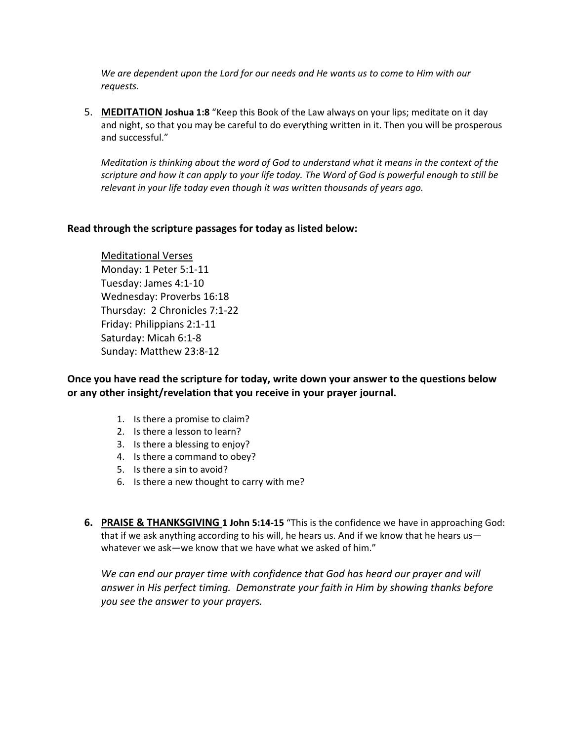*We are dependent upon the Lord for our needs and He wants us to come to Him with our requests.*

5. **MEDITATION** **Joshua 1:8** "Keep this Book of the Law always on your lips; meditate on it day and night, so that you may be careful to do everything written in it. Then you will be prosperous and successful."

   *Meditation is thinking about the word of God to understand what it means in the context of the scripture and how it can apply to your life today. The Word of God is powerful enough to still be relevant in your life today even though it was written thousands of years ago.*

**Read through the scripture passages for today as listed below:**

Meditational Verses
Monday: 1 Peter 5:1-11
Tuesday: James 4:1-10
Wednesday: Proverbs 16:18
Thursday: 2 Chronicles 7:1-22
Friday: Philippians 2:1-11
Saturday: Micah 6:1-8
Sunday: Matthew 23:8-12

**Once you have read the scripture for today, write down your answer to the questions below or any other insight/revelation that you receive in your prayer journal.**

1. Is there a promise to claim?
2. Is there a lesson to learn?
3. Is there a blessing to enjoy?
4. Is there a command to obey?
5. Is there a sin to avoid?
6. Is there a new thought to carry with me?

6. **PRAISE & THANKSGIVING** **1 John 5:14-15** "This is the confidence we have in approaching God: that if we ask anything according to his will, he hears us. And if we know that he hears us—whatever we ask—we know that we have what we asked of him."

   *We can end our prayer time with confidence that God has heard our prayer and will answer in His perfect timing. Demonstrate your faith in Him by showing thanks before you see the answer to your prayers.*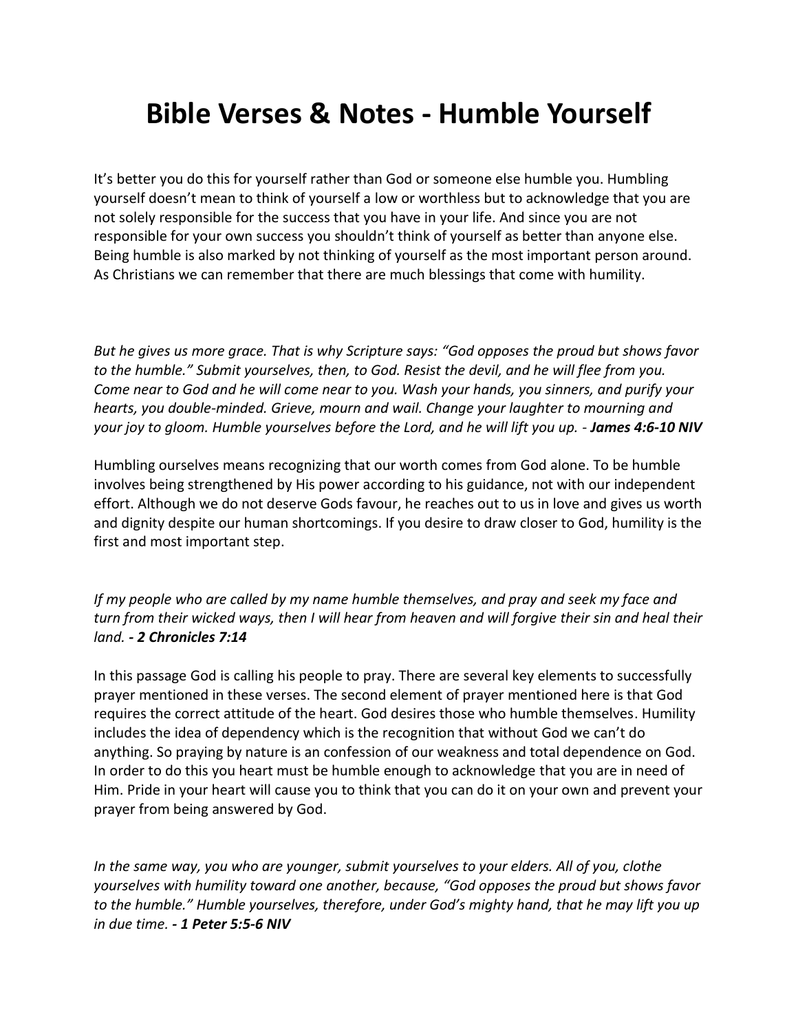# Bible Verses & Notes - Humble Yourself

It's better you do this for yourself rather than God or someone else humble you. Humbling yourself doesn't mean to think of yourself a low or worthless but to acknowledge that you are not solely responsible for the success that you have in your life. And since you are not responsible for your own success you shouldn't think of yourself as better than anyone else. Being humble is also marked by not thinking of yourself as the most important person around. As Christians we can remember that there are much blessings that come with humility.

*But he gives us more grace. That is why Scripture says: "God opposes the proud but shows favor to the humble." Submit yourselves, then, to God. Resist the devil, and he will flee from you. Come near to God and he will come near to you. Wash your hands, you sinners, and purify your hearts, you double-minded. Grieve, mourn and wail. Change your laughter to mourning and your joy to gloom. Humble yourselves before the Lord, and he will lift you up. - **James 4:6-10 NIV***

Humbling ourselves means recognizing that our worth comes from God alone. To be humble involves being strengthened by His power according to his guidance, not with our independent effort. Although we do not deserve Gods favour, he reaches out to us in love and gives us worth and dignity despite our human shortcomings. If you desire to draw closer to God, humility is the first and most important step.

*If my people who are called by my name humble themselves, and pray and seek my face and turn from their wicked ways, then I will hear from heaven and will forgive their sin and heal their land. **- 2 Chronicles 7:14***

In this passage God is calling his people to pray. There are several key elements to successfully prayer mentioned in these verses. The second element of prayer mentioned here is that God requires the correct attitude of the heart. God desires those who humble themselves. Humility includes the idea of dependency which is the recognition that without God we can't do anything. So praying by nature is an confession of our weakness and total dependence on God. In order to do this you heart must be humble enough to acknowledge that you are in need of Him. Pride in your heart will cause you to think that you can do it on your own and prevent your prayer from being answered by God.

*In the same way, you who are younger, submit yourselves to your elders. All of you, clothe yourselves with humility toward one another, because, "God opposes the proud but shows favor to the humble." Humble yourselves, therefore, under God's mighty hand, that he may lift you up in due time. **- 1 Peter 5:5-6 NIV***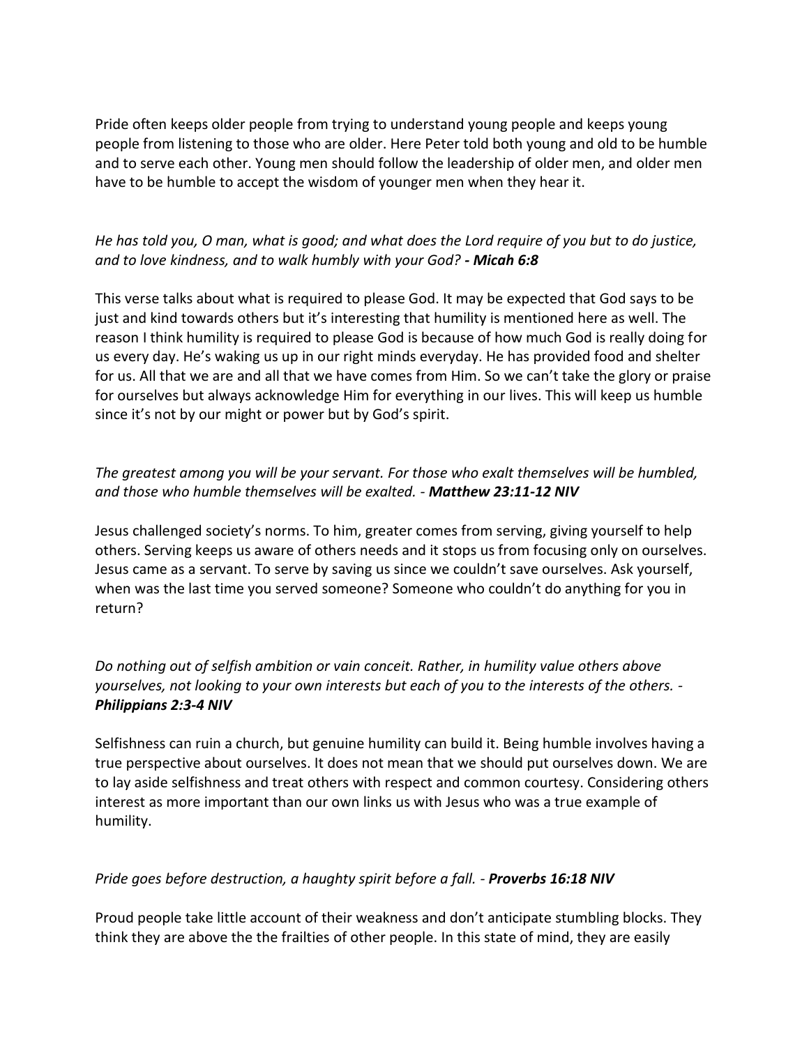Pride often keeps older people from trying to understand young people and keeps young people from listening to those who are older. Here Peter told both young and old to be humble and to serve each other. Young men should follow the leadership of older men, and older men have to be humble to accept the wisdom of younger men when they hear it.

*He has told you, O man, what is good; and what does the Lord require of you but to do justice, and to love kindness, and to walk humbly with your God? **- Micah 6:8***

This verse talks about what is required to please God. It may be expected that God says to be just and kind towards others but it's interesting that humility is mentioned here as well. The reason I think humility is required to please God is because of how much God is really doing for us every day. He's waking us up in our right minds everyday. He has provided food and shelter for us. All that we are and all that we have comes from Him. So we can't take the glory or praise for ourselves but always acknowledge Him for everything in our lives. This will keep us humble since it's not by our might or power but by God's spirit.

*The greatest among you will be your servant. For those who exalt themselves will be humbled, and those who humble themselves will be exalted. - **Matthew 23:11-12 NIV***

Jesus challenged society's norms. To him, greater comes from serving, giving yourself to help others. Serving keeps us aware of others needs and it stops us from focusing only on ourselves. Jesus came as a servant. To serve by saving us since we couldn't save ourselves. Ask yourself, when was the last time you served someone? Someone who couldn't do anything for you in return?

*Do nothing out of selfish ambition or vain conceit. Rather, in humility value others above yourselves, not looking to your own interests but each of you to the interests of the others. - **Philippians 2:3-4 NIV***

Selfishness can ruin a church, but genuine humility can build it. Being humble involves having a true perspective about ourselves. It does not mean that we should put ourselves down. We are to lay aside selfishness and treat others with respect and common courtesy. Considering others interest as more important than our own links us with Jesus who was a true example of humility.

*Pride goes before destruction, a haughty spirit before a fall. - **Proverbs 16:18 NIV***

Proud people take little account of their weakness and don't anticipate stumbling blocks. They think they are above the the frailties of other people. In this state of mind, they are easily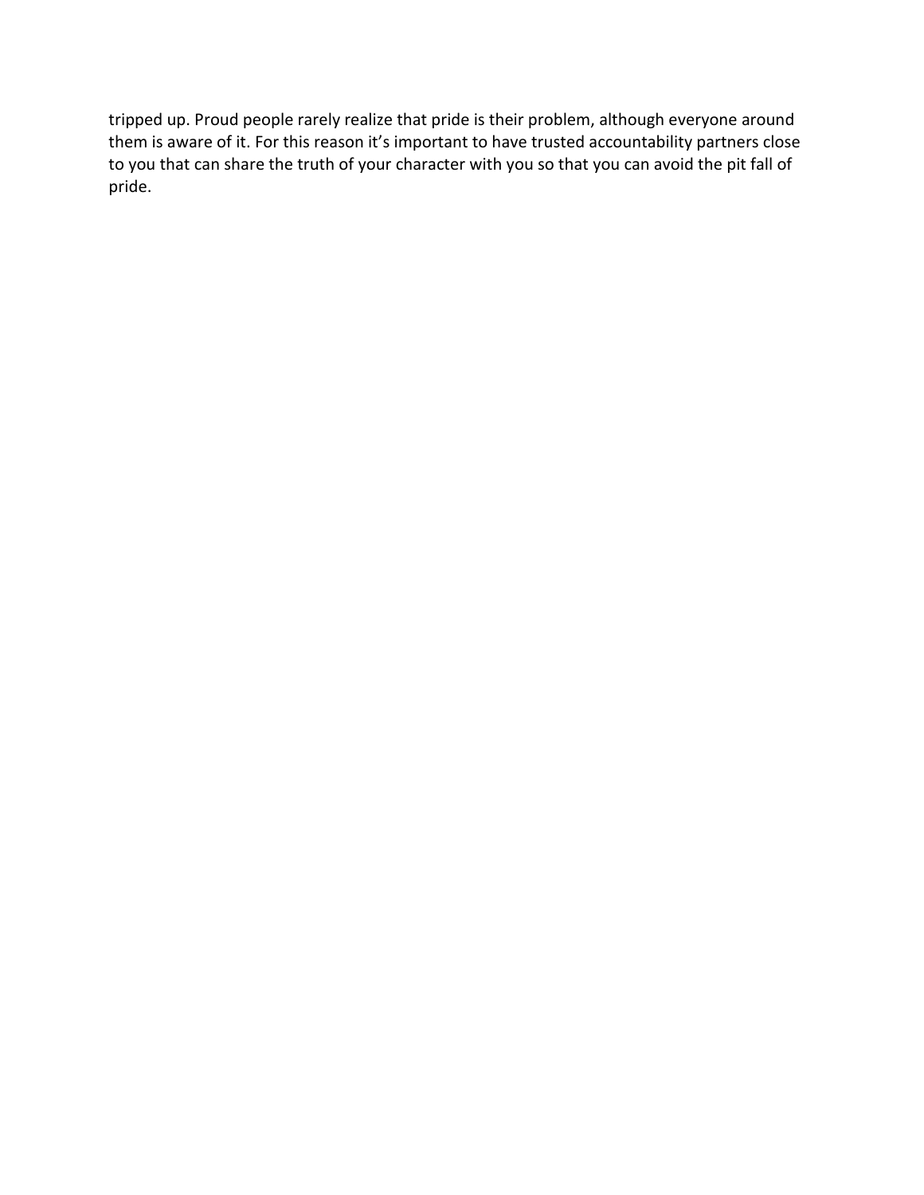tripped up. Proud people rarely realize that pride is their problem, although everyone around them is aware of it. For this reason it's important to have trusted accountability partners close to you that can share the truth of your character with you so that you can avoid the pit fall of pride.